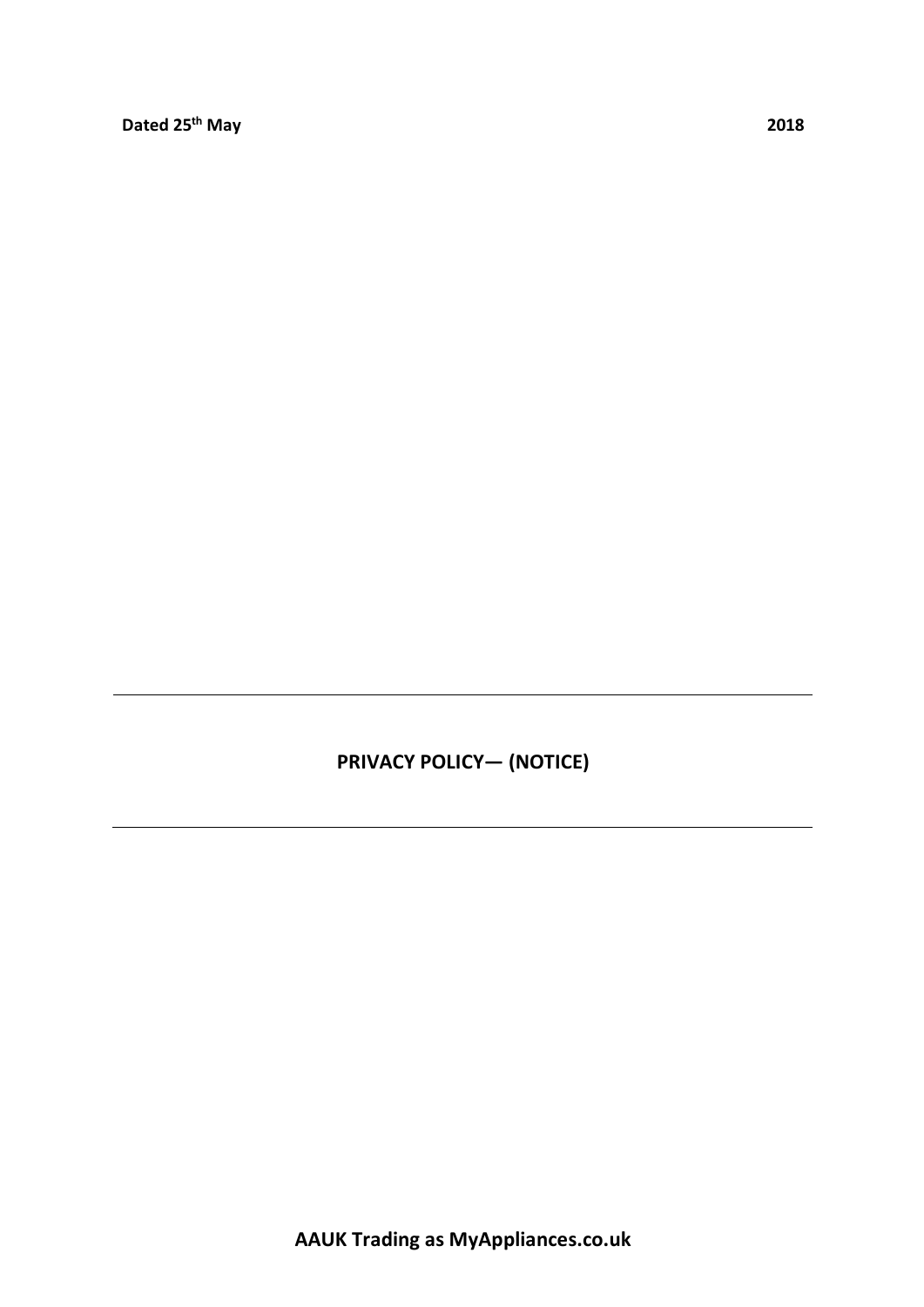**Dated 25th May 2018**

---

# PRIVACY POLICY— (NOTICE)

---

**AAUK Trading as MyAppliances.co.uk**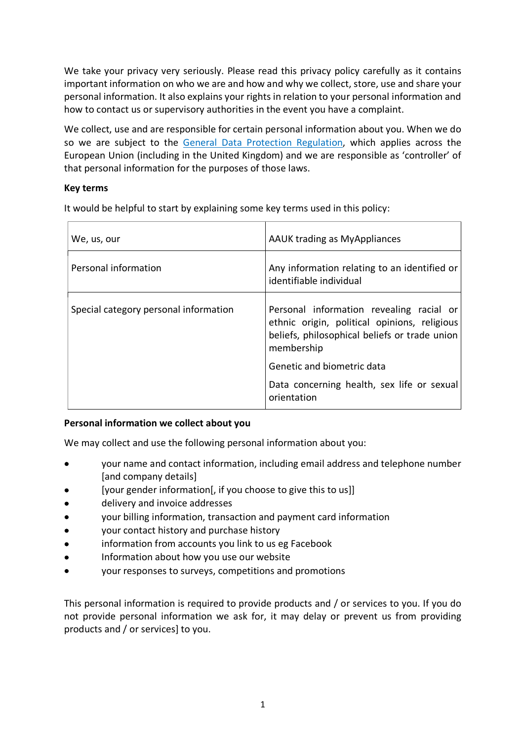We take your privacy very seriously. Please read this privacy policy carefully as it contains important information on who we are and how and why we collect, store, use and share your personal information. It also explains your rights in relation to your personal information and how to contact us or supervisory authorities in the event you have a complaint.

We collect, use and are responsible for certain personal information about you. When we do so we are subject to the General Data Protection Regulation, which applies across the European Union (including in the United Kingdom) and we are responsible as 'controller' of that personal information for the purposes of those laws.

**Key terms**

It would be helpful to start by explaining some key terms used in this policy:

| | |
|---|---|
| We, us, our | AAUK trading as MyAppliances |
| Personal information | Any information relating to an identified or identifiable individual |
| Special category personal information | Personal information revealing racial or ethnic origin, political opinions, religious beliefs, philosophical beliefs or trade union membership<br><br>Genetic and biometric data<br><br>Data concerning health, sex life or sexual orientation |

**Personal information we collect about you**

We may collect and use the following personal information about you:

- your name and contact information, including email address and telephone number [and company details]
- [your gender information[, if you choose to give this to us]]
- delivery and invoice addresses
- your billing information, transaction and payment card information
- your contact history and purchase history
- information from accounts you link to us eg Facebook
- Information about how you use our website
- your responses to surveys, competitions and promotions

This personal information is required to provide products and / or services to you. If you do not provide personal information we ask for, it may delay or prevent us from providing products and / or services] to you.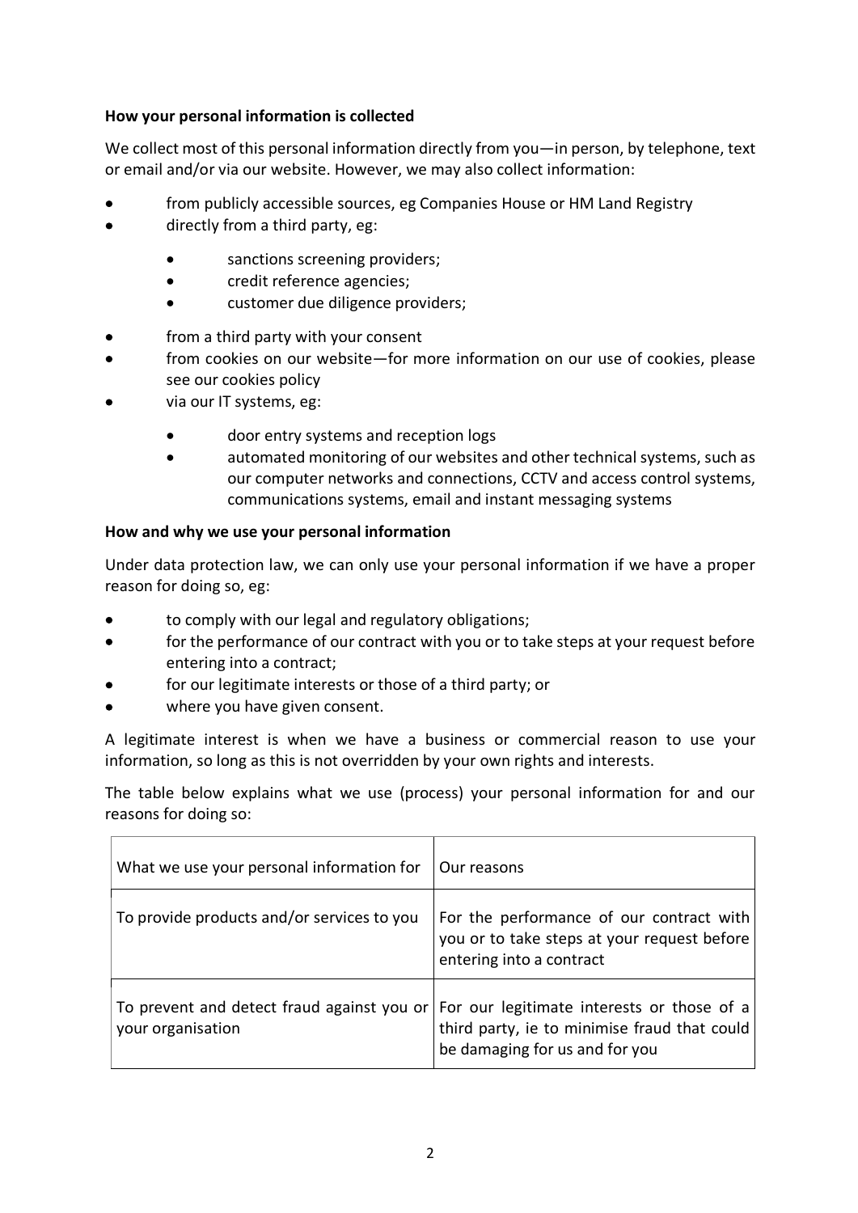**How your personal information is collected**

We collect most of this personal information directly from you—in person, by telephone, text or email and/or via our website. However, we may also collect information:

- from publicly accessible sources, eg Companies House or HM Land Registry
- directly from a third party, eg:
    - sanctions screening providers;
    - credit reference agencies;
    - customer due diligence providers;
- from a third party with your consent
- from cookies on our website—for more information on our use of cookies, please see our cookies policy
- via our IT systems, eg:
    - door entry systems and reception logs
    - automated monitoring of our websites and other technical systems, such as our computer networks and connections, CCTV and access control systems, communications systems, email and instant messaging systems

**How and why we use your personal information**

Under data protection law, we can only use your personal information if we have a proper reason for doing so, eg:

- to comply with our legal and regulatory obligations;
- for the performance of our contract with you or to take steps at your request before entering into a contract;
- for our legitimate interests or those of a third party; or
- where you have given consent.

A legitimate interest is when we have a business or commercial reason to use your information, so long as this is not overridden by your own rights and interests.

The table below explains what we use (process) your personal information for and our reasons for doing so:

| What we use your personal information for | Our reasons |
|---|---|
| To provide products and/or services to you | For the performance of our contract with you or to take steps at your request before entering into a contract |
| To prevent and detect fraud against you or your organisation | For our legitimate interests or those of a third party, ie to minimise fraud that could be damaging for us and for you |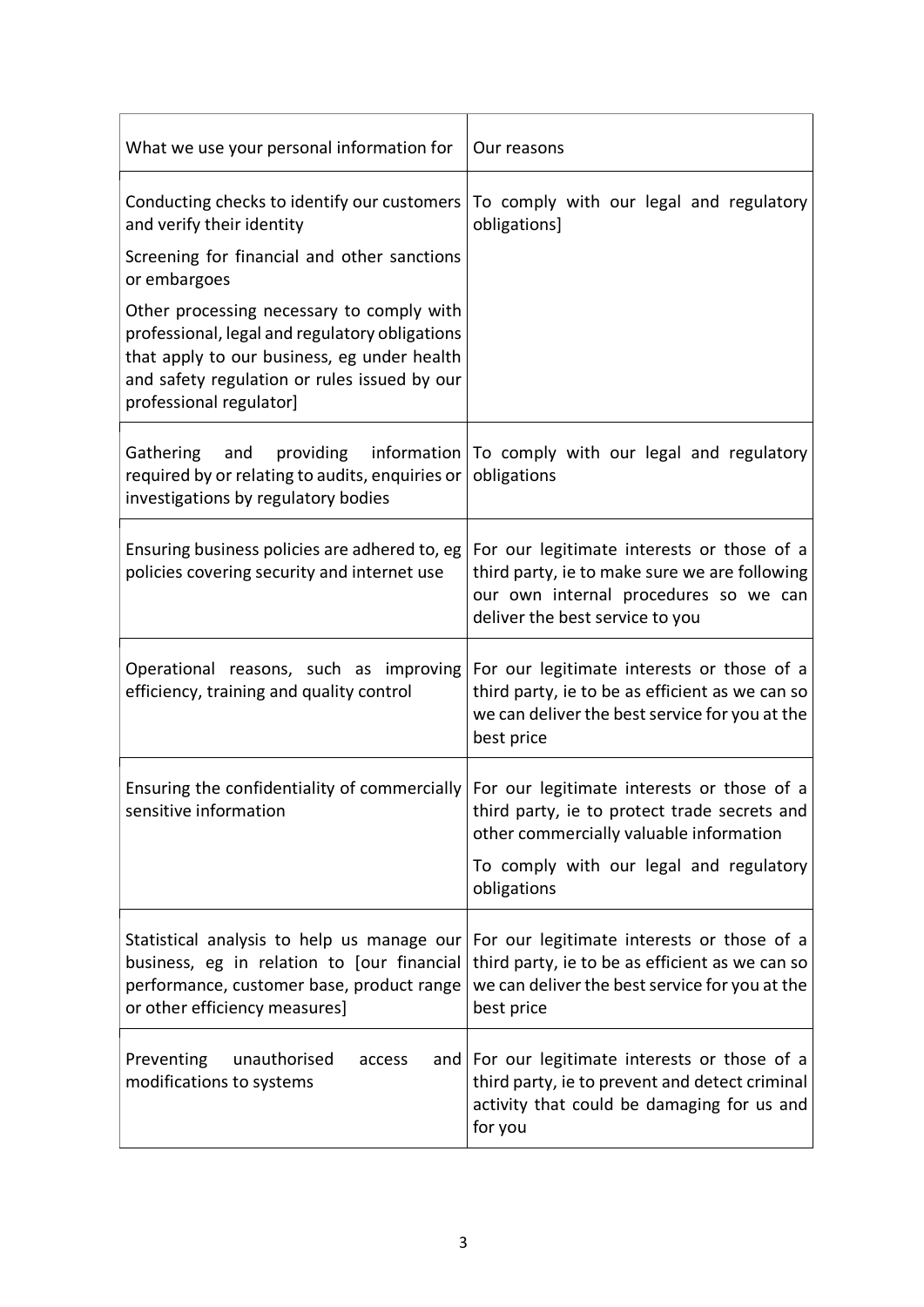| What we use your personal information for | Our reasons |
|---|---|
| Conducting checks to identify our customers and verify their identity<br><br>Screening for financial and other sanctions or embargoes<br><br>Other processing necessary to comply with professional, legal and regulatory obligations that apply to our business, eg under health and safety regulation or rules issued by our professional regulator] | To comply with our legal and regulatory obligations] |
| Gathering and providing information required by or relating to audits, enquiries or investigations by regulatory bodies | To comply with our legal and regulatory obligations |
| Ensuring business policies are adhered to, eg policies covering security and internet use | For our legitimate interests or those of a third party, ie to make sure we are following our own internal procedures so we can deliver the best service to you |
| Operational reasons, such as improving efficiency, training and quality control | For our legitimate interests or those of a third party, ie to be as efficient as we can so we can deliver the best service for you at the best price |
| Ensuring the confidentiality of commercially sensitive information | For our legitimate interests or those of a third party, ie to protect trade secrets and other commercially valuable information<br><br>To comply with our legal and regulatory obligations |
| Statistical analysis to help us manage our business, eg in relation to [our financial performance, customer base, product range or other efficiency measures] | For our legitimate interests or those of a third party, ie to be as efficient as we can so we can deliver the best service for you at the best price |
| Preventing unauthorised access and modifications to systems | For our legitimate interests or those of a third party, ie to prevent and detect criminal activity that could be damaging for us and for you |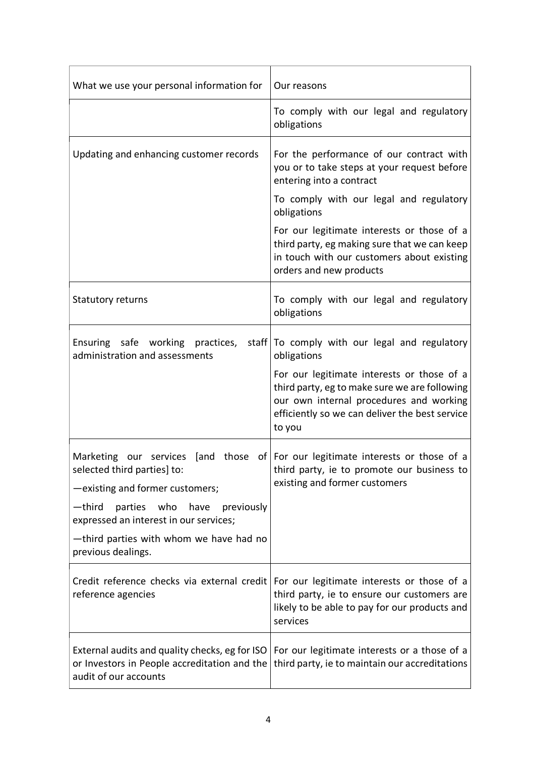| What we use your personal information for | Our reasons |
| --- | --- |
| | To comply with our legal and regulatory obligations |
| Updating and enhancing customer records | For the performance of our contract with you or to take steps at your request before entering into a contract<br><br>To comply with our legal and regulatory obligations<br><br>For our legitimate interests or those of a third party, eg making sure that we can keep in touch with our customers about existing orders and new products |
| Statutory returns | To comply with our legal and regulatory obligations |
| Ensuring safe working practices, staff administration and assessments | To comply with our legal and regulatory obligations<br><br>For our legitimate interests or those of a third party, eg to make sure we are following our own internal procedures and working efficiently so we can deliver the best service to you |
| Marketing our services [and those of selected third parties] to:<br><br>—existing and former customers;<br><br>—third parties who have previously expressed an interest in our services;<br><br>—third parties with whom we have had no previous dealings. | For our legitimate interests or those of a third party, ie to promote our business to existing and former customers |
| Credit reference checks via external credit reference agencies | For our legitimate interests or those of a third party, ie to ensure our customers are likely to be able to pay for our products and services |
| External audits and quality checks, eg for ISO or Investors in People accreditation and the audit of our accounts | For our legitimate interests or a those of a third party, ie to maintain our accreditations |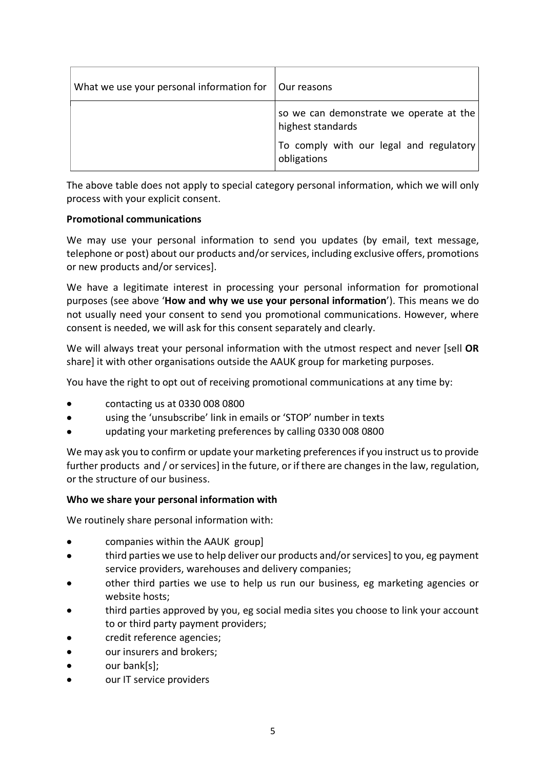| What we use your personal information for | Our reasons |
| --- | --- |
| | so we can demonstrate we operate at the highest standards<br><br>To comply with our legal and regulatory obligations |

The above table does not apply to special category personal information, which we will only process with your explicit consent.

**Promotional communications**

We may use your personal information to send you updates (by email, text message, telephone or post) about our products and/or services, including exclusive offers, promotions or new products and/or services].

We have a legitimate interest in processing your personal information for promotional purposes (see above '**How and why we use your personal information**'). This means we do not usually need your consent to send you promotional communications. However, where consent is needed, we will ask for this consent separately and clearly.

We will always treat your personal information with the utmost respect and never [sell **OR** share] it with other organisations outside the AAUK group for marketing purposes.

You have the right to opt out of receiving promotional communications at any time by:

- contacting us at 0330 008 0800
- using the 'unsubscribe' link in emails or 'STOP' number in texts
- updating your marketing preferences by calling 0330 008 0800

We may ask you to confirm or update your marketing preferences if you instruct us to provide further products and / or services] in the future, or if there are changes in the law, regulation, or the structure of our business.

**Who we share your personal information with**

We routinely share personal information with:

- companies within the AAUK group]
- third parties we use to help deliver our products and/or services] to you, eg payment service providers, warehouses and delivery companies;
- other third parties we use to help us run our business, eg marketing agencies or website hosts;
- third parties approved by you, eg social media sites you choose to link your account to or third party payment providers;
- credit reference agencies;
- our insurers and brokers;
- our bank[s];
- our IT service providers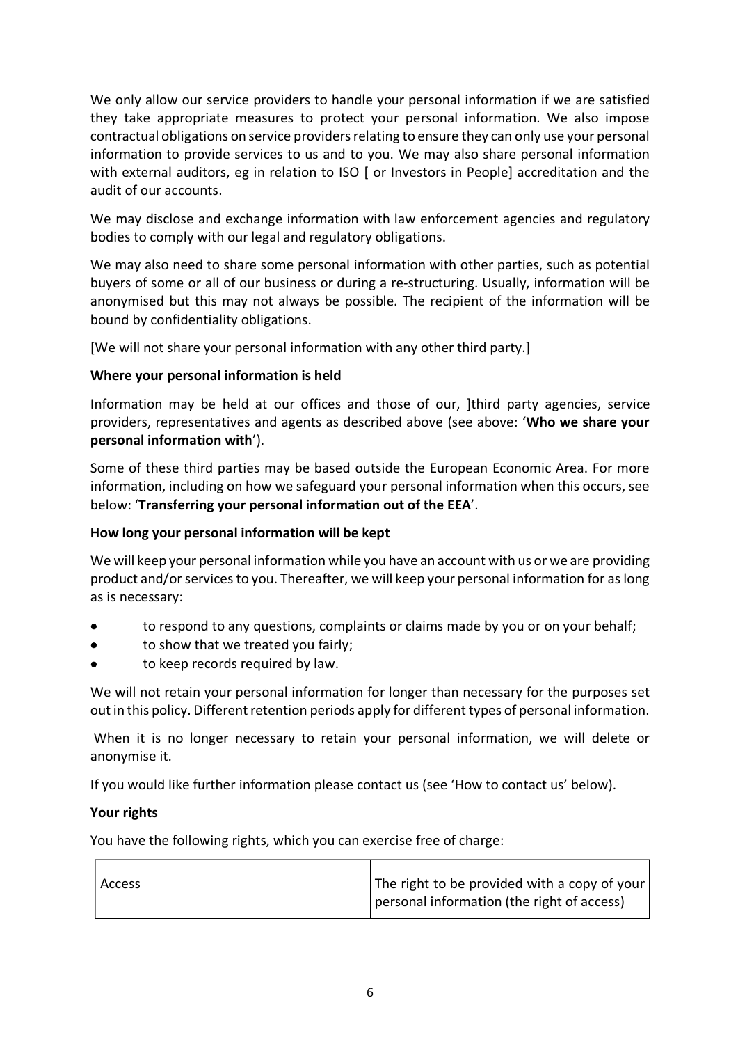We only allow our service providers to handle your personal information if we are satisfied they take appropriate measures to protect your personal information. We also impose contractual obligations on service providers relating to ensure they can only use your personal information to provide services to us and to you. We may also share personal information with external auditors, eg in relation to ISO [ or Investors in People] accreditation and the audit of our accounts.

We may disclose and exchange information with law enforcement agencies and regulatory bodies to comply with our legal and regulatory obligations.

We may also need to share some personal information with other parties, such as potential buyers of some or all of our business or during a re-structuring. Usually, information will be anonymised but this may not always be possible. The recipient of the information will be bound by confidentiality obligations.

[We will not share your personal information with any other third party.]

**Where your personal information is held**

Information may be held at our offices and those of our, ]third party agencies, service providers, representatives and agents as described above (see above: '**Who we share your personal information with**').

Some of these third parties may be based outside the European Economic Area. For more information, including on how we safeguard your personal information when this occurs, see below: '**Transferring your personal information out of the EEA**'.

**How long your personal information will be kept**

We will keep your personal information while you have an account with us or we are providing product and/or services to you. Thereafter, we will keep your personal information for as long as is necessary:

- to respond to any questions, complaints or claims made by you or on your behalf;
- to show that we treated you fairly;
- to keep records required by law.

We will not retain your personal information for longer than necessary for the purposes set out in this policy. Different retention periods apply for different types of personal information.

When it is no longer necessary to retain your personal information, we will delete or anonymise it.

If you would like further information please contact us (see 'How to contact us' below).

**Your rights**

You have the following rights, which you can exercise free of charge:

| Access | The right to be provided with a copy of your personal information (the right of access) |
|---|---|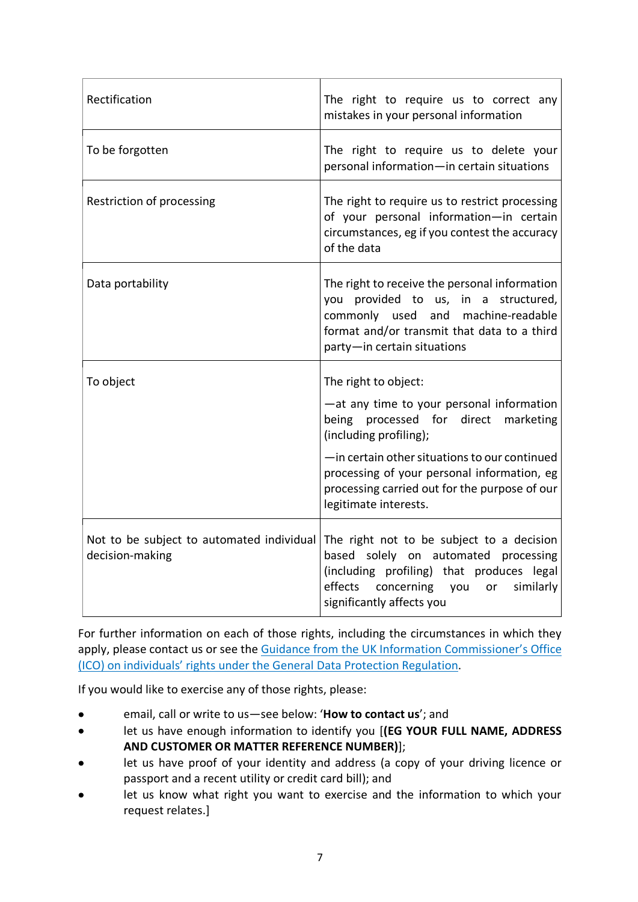| | |
|---|---|
| Rectification | The right to require us to correct any mistakes in your personal information |
| To be forgotten | The right to require us to delete your personal information—in certain situations |
| Restriction of processing | The right to require us to restrict processing of your personal information—in certain circumstances, eg if you contest the accuracy of the data |
| Data portability | The right to receive the personal information you provided to us, in a structured, commonly used and machine-readable format and/or transmit that data to a third party—in certain situations |
| To object | The right to object:<br><br>—at any time to your personal information being processed for direct marketing (including profiling);<br><br>—in certain other situations to our continued processing of your personal information, eg processing carried out for the purpose of our legitimate interests. |
| Not to be subject to automated individual decision-making | The right not to be subject to a decision based solely on automated processing (including profiling) that produces legal effects concerning you or similarly significantly affects you |

For further information on each of those rights, including the circumstances in which they apply, please contact us or see the Guidance from the UK Information Commissioner's Office (ICO) on individuals' rights under the General Data Protection Regulation.

If you would like to exercise any of those rights, please:

- email, call or write to us—see below: '**How to contact us**'; and
- let us have enough information to identify you [**(EG YOUR FULL NAME, ADDRESS AND CUSTOMER OR MATTER REFERENCE NUMBER)**];
- let us have proof of your identity and address (a copy of your driving licence or passport and a recent utility or credit card bill); and
- let us know what right you want to exercise and the information to which your request relates.]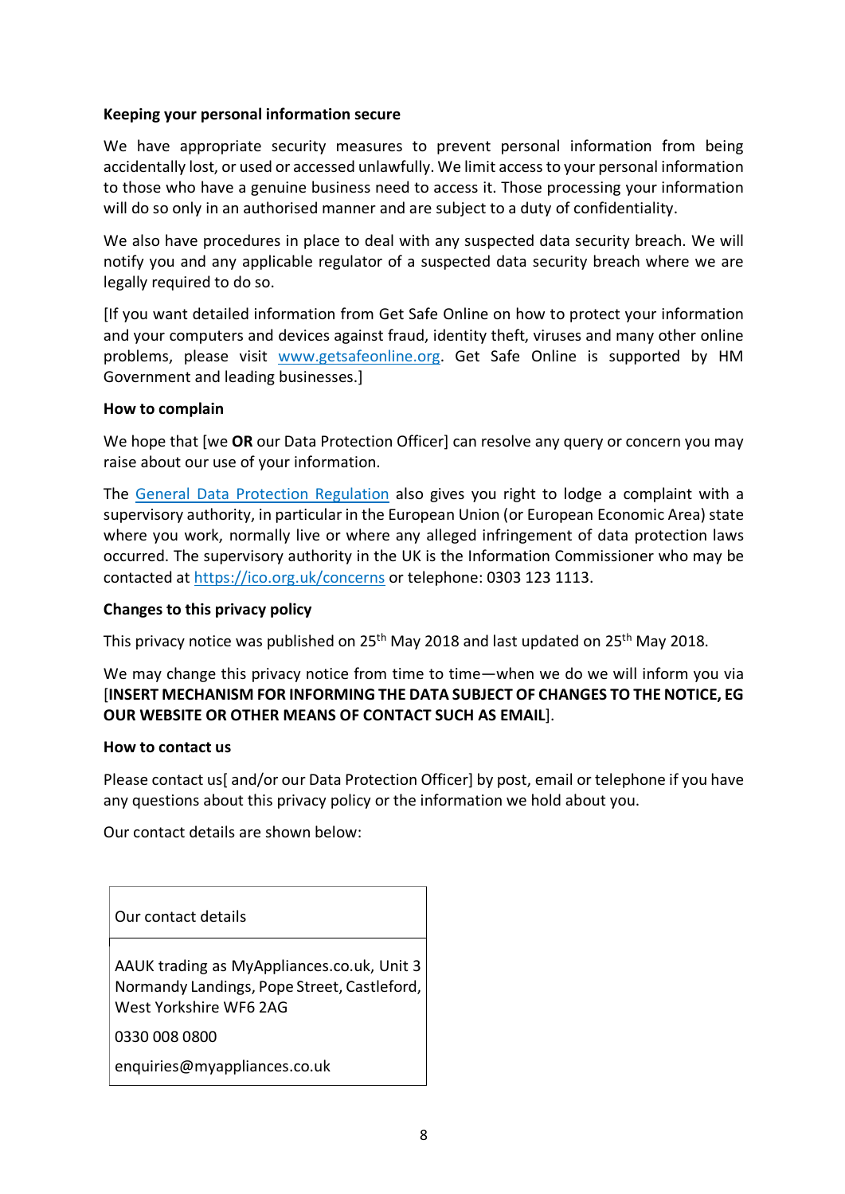**Keeping your personal information secure**

We have appropriate security measures to prevent personal information from being accidentally lost, or used or accessed unlawfully. We limit access to your personal information to those who have a genuine business need to access it. Those processing your information will do so only in an authorised manner and are subject to a duty of confidentiality.

We also have procedures in place to deal with any suspected data security breach. We will notify you and any applicable regulator of a suspected data security breach where we are legally required to do so.

[If you want detailed information from Get Safe Online on how to protect your information and your computers and devices against fraud, identity theft, viruses and many other online problems, please visit www.getsafeonline.org. Get Safe Online is supported by HM Government and leading businesses.]

**How to complain**

We hope that [we **OR** our Data Protection Officer] can resolve any query or concern you may raise about our use of your information.

The General Data Protection Regulation also gives you right to lodge a complaint with a supervisory authority, in particular in the European Union (or European Economic Area) state where you work, normally live or where any alleged infringement of data protection laws occurred. The supervisory authority in the UK is the Information Commissioner who may be contacted at https://ico.org.uk/concerns or telephone: 0303 123 1113.

**Changes to this privacy policy**

This privacy notice was published on 25th May 2018 and last updated on 25th May 2018.

We may change this privacy notice from time to time—when we do we will inform you via [**INSERT MECHANISM FOR INFORMING THE DATA SUBJECT OF CHANGES TO THE NOTICE, EG OUR WEBSITE OR OTHER MEANS OF CONTACT SUCH AS EMAIL**].

**How to contact us**

Please contact us[ and/or our Data Protection Officer] by post, email or telephone if you have any questions about this privacy policy or the information we hold about you.

Our contact details are shown below:

| Our contact details |
| --- |
| AAUK trading as MyAppliances.co.uk, Unit 3 Normandy Landings, Pope Street, Castleford, West Yorkshire WF6 2AG<br><br>0330 008 0800<br><br>enquiries@myappliances.co.uk |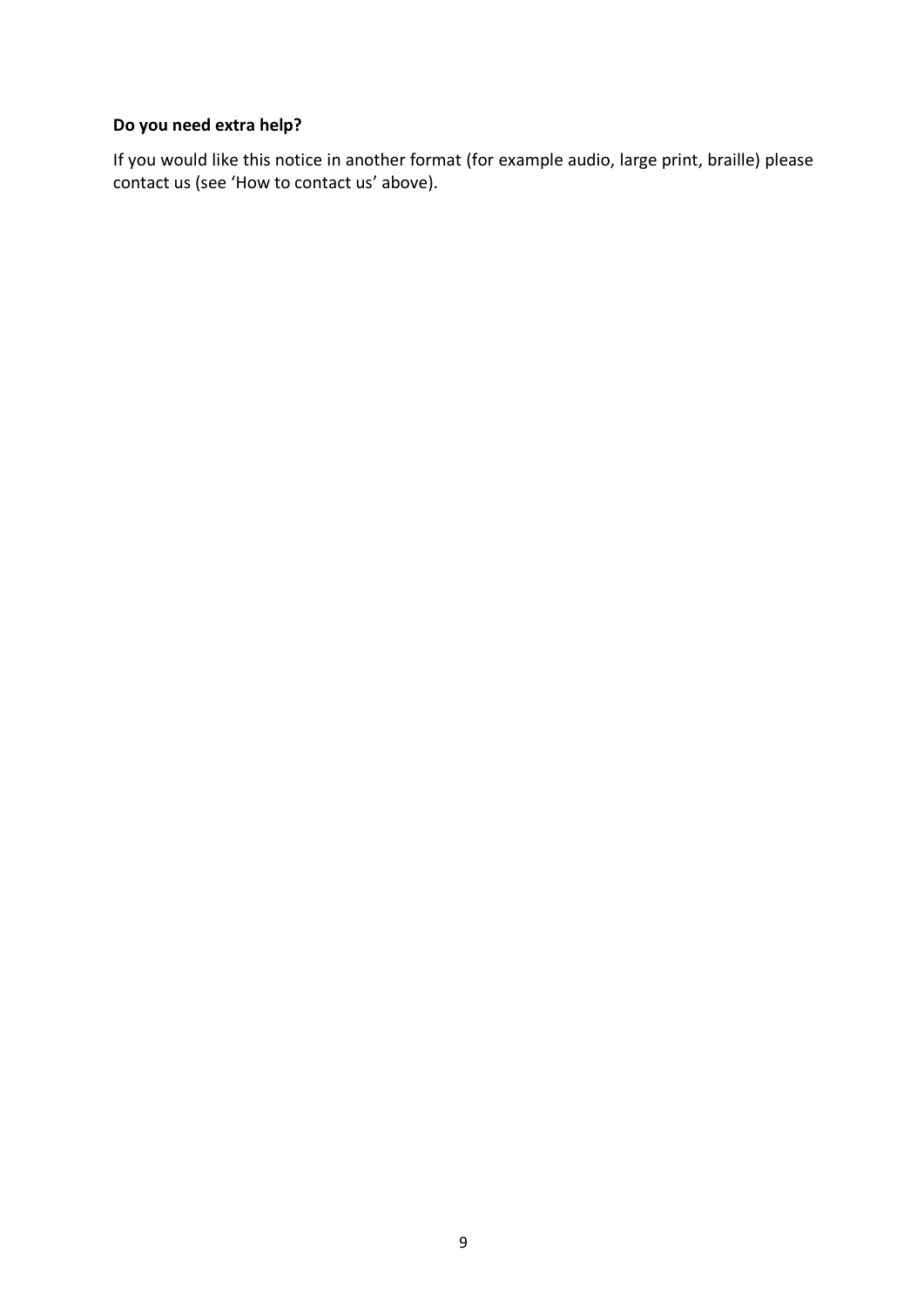**Do you need extra help?**

If you would like this notice in another format (for example audio, large print, braille) please contact us (see 'How to contact us' above).